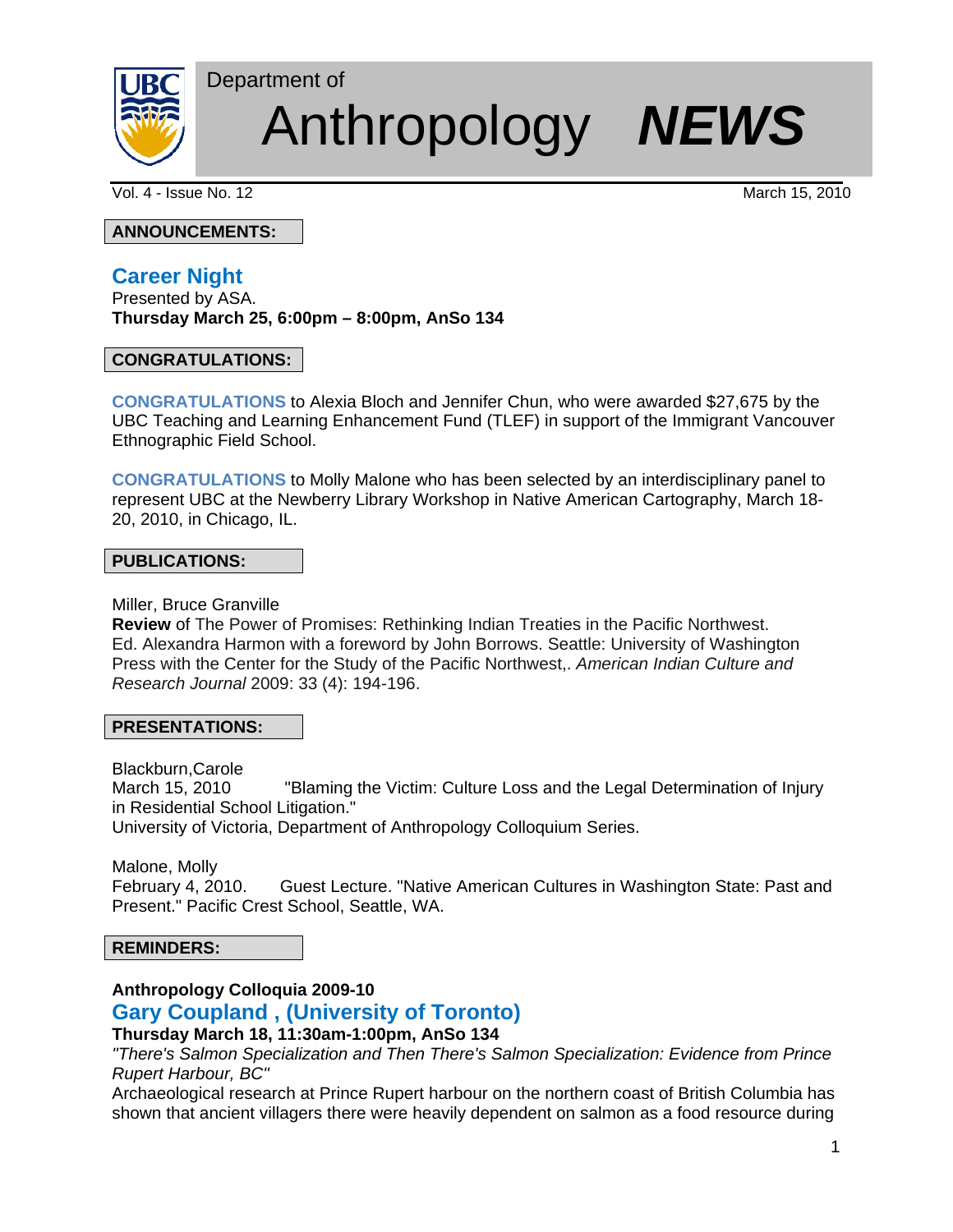Department of

# Anthropology ***NEWS***

Vol. 4 - Issue No. 12 March 15, 2010

**ANNOUNCEMENTS:**

## Career Night

Presented by ASA.
**Thursday March 25, 6:00pm – 8:00pm, AnSo 134**

**CONGRATULATIONS:**

**CONGRATULATIONS** to Alexia Bloch and Jennifer Chun, who were awarded $27,675 by the UBC Teaching and Learning Enhancement Fund (TLEF) in support of the Immigrant Vancouver Ethnographic Field School.

**CONGRATULATIONS** to Molly Malone who has been selected by an interdisciplinary panel to represent UBC at the Newberry Library Workshop in Native American Cartography, March 18-20, 2010, in Chicago, IL.

**PUBLICATIONS:**

Miller, Bruce Granville
**Review** of The Power of Promises: Rethinking Indian Treaties in the Pacific Northwest. Ed. Alexandra Harmon with a foreword by John Borrows. Seattle: University of Washington Press with the Center for the Study of the Pacific Northwest,. *American Indian Culture and Research Journal* 2009: 33 (4): 194-196.

**PRESENTATIONS:**

Blackburn,Carole
March 15, 2010 "Blaming the Victim: Culture Loss and the Legal Determination of Injury in Residential School Litigation."
University of Victoria, Department of Anthropology Colloquium Series.

Malone, Molly
February 4, 2010. Guest Lecture. "Native American Cultures in Washington State: Past and Present." Pacific Crest School, Seattle, WA.

**REMINDERS:**

**Anthropology Colloquia 2009-10**

## Gary Coupland , (University of Toronto)

**Thursday March 18, 11:30am-1:00pm, AnSo 134**
*"There's Salmon Specialization and Then There's Salmon Specialization: Evidence from Prince Rupert Harbour, BC"*
Archaeological research at Prince Rupert harbour on the northern coast of British Columbia has shown that ancient villagers there were heavily dependent on salmon as a food resource during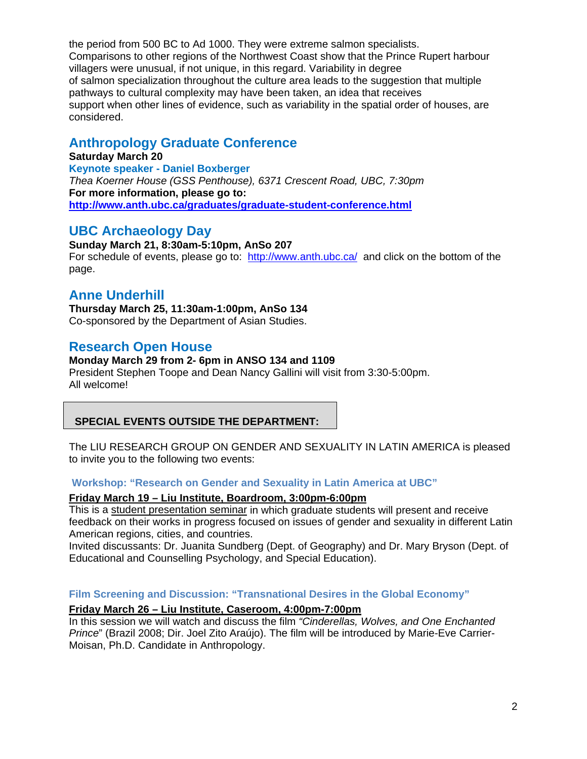the period from 500 BC to Ad 1000. They were extreme salmon specialists. Comparisons to other regions of the Northwest Coast show that the Prince Rupert harbour villagers were unusual, if not unique, in this regard. Variability in degree of salmon specialization throughout the culture area leads to the suggestion that multiple pathways to cultural complexity may have been taken, an idea that receives support when other lines of evidence, such as variability in the spatial order of houses, are considered.

## Anthropology Graduate Conference

**Saturday March 20**

**Keynote speaker - Daniel Boxberger**

*Thea Koerner House (GSS Penthouse), 6371 Crescent Road, UBC, 7:30pm*

**For more information, please go to:**

**http://www.anth.ubc.ca/graduates/graduate-student-conference.html**

## UBC Archaeology Day

**Sunday March 21, 8:30am-5:10pm, AnSo 207**

For schedule of events, please go to: http://www.anth.ubc.ca/ and click on the bottom of the page.

## Anne Underhill

**Thursday March 25, 11:30am-1:00pm, AnSo 134**

Co-sponsored by the Department of Asian Studies.

## Research Open House

**Monday March 29 from 2- 6pm in ANSO 134 and 1109**

President Stephen Toope and Dean Nancy Gallini will visit from 3:30-5:00pm.
All welcome!

**SPECIAL EVENTS OUTSIDE THE DEPARTMENT:**

The LIU RESEARCH GROUP ON GENDER AND SEXUALITY IN LATIN AMERICA is pleased to invite you to the following two events:

### Workshop: "Research on Gender and Sexuality in Latin America at UBC"

**Friday March 19 – Liu Institute, Boardroom, 3:00pm-6:00pm**

This is a student presentation seminar in which graduate students will present and receive feedback on their works in progress focused on issues of gender and sexuality in different Latin American regions, cities, and countries.
Invited discussants: Dr. Juanita Sundberg (Dept. of Geography) and Dr. Mary Bryson (Dept. of Educational and Counselling Psychology, and Special Education).

### Film Screening and Discussion: "Transnational Desires in the Global Economy"

**Friday March 26 – Liu Institute, Caseroom, 4:00pm-7:00pm**

In this session we will watch and discuss the film *"Cinderellas, Wolves, and One Enchanted Prince*" (Brazil 2008; Dir. Joel Zito Araújo). The film will be introduced by Marie-Eve Carrier-Moisan, Ph.D. Candidate in Anthropology.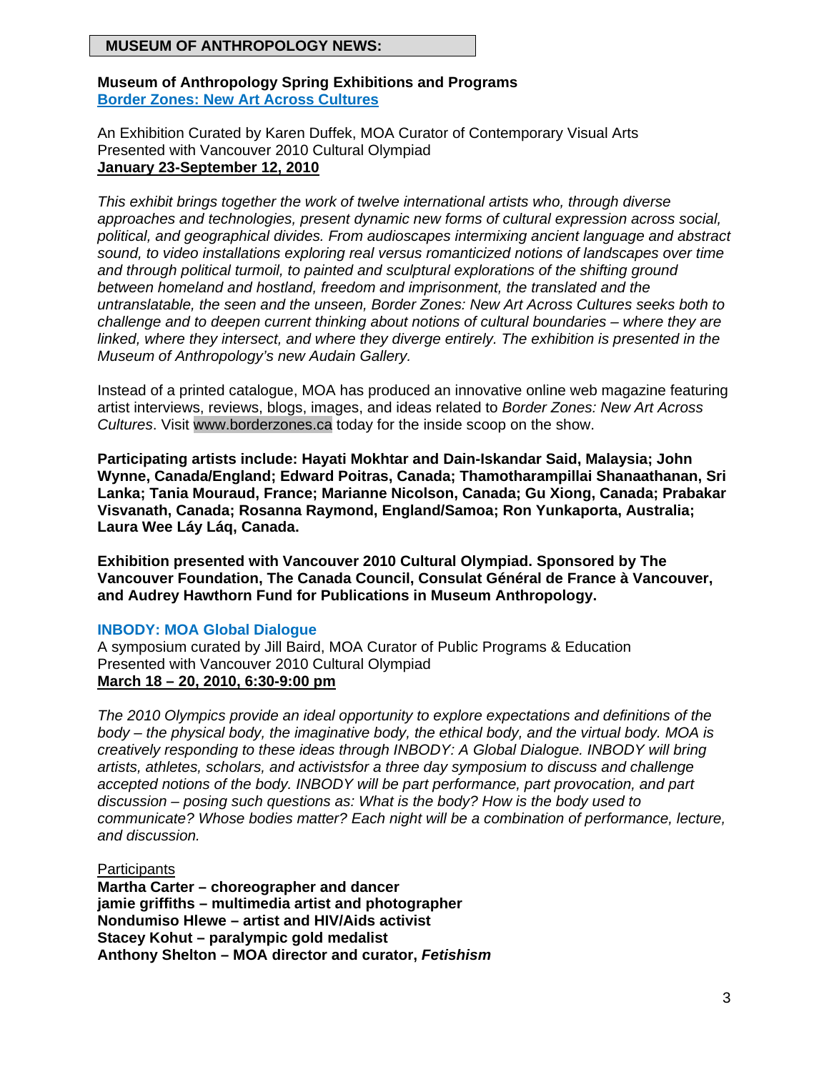## MUSEUM OF ANTHROPOLOGY NEWS:

**Museum of Anthropology Spring Exhibitions and Programs**
**Border Zones: New Art Across Cultures**

An Exhibition Curated by Karen Duffek, MOA Curator of Contemporary Visual Arts
Presented with Vancouver 2010 Cultural Olympiad
**January 23-September 12, 2010**

*This exhibit brings together the work of twelve international artists who, through diverse approaches and technologies, present dynamic new forms of cultural expression across social, political, and geographical divides. From audioscapes intermixing ancient language and abstract sound, to video installations exploring real versus romanticized notions of landscapes over time and through political turmoil, to painted and sculptural explorations of the shifting ground between homeland and hostland, freedom and imprisonment, the translated and the untranslatable, the seen and the unseen, Border Zones: New Art Across Cultures seeks both to challenge and to deepen current thinking about notions of cultural boundaries – where they are linked, where they intersect, and where they diverge entirely. The exhibition is presented in the Museum of Anthropology's new Audain Gallery.*

Instead of a printed catalogue, MOA has produced an innovative online web magazine featuring artist interviews, reviews, blogs, images, and ideas related to *Border Zones: New Art Across Cultures*. Visit www.borderzones.ca today for the inside scoop on the show.

**Participating artists include: Hayati Mokhtar and Dain-Iskandar Said, Malaysia; John Wynne, Canada/England; Edward Poitras, Canada; Thamotharampillai Shanaathanan, Sri Lanka; Tania Mouraud, France; Marianne Nicolson, Canada; Gu Xiong, Canada; Prabakar Visvanath, Canada; Rosanna Raymond, England/Samoa; Ron Yunkaporta, Australia; Laura Wee Láy Láq, Canada.**

**Exhibition presented with Vancouver 2010 Cultural Olympiad. Sponsored by The Vancouver Foundation, The Canada Council, Consulat Général de France à Vancouver, and Audrey Hawthorn Fund for Publications in Museum Anthropology.**

**INBODY: MOA Global Dialogue**
A symposium curated by Jill Baird, MOA Curator of Public Programs & Education
Presented with Vancouver 2010 Cultural Olympiad
**March 18 – 20, 2010, 6:30-9:00 pm**

*The 2010 Olympics provide an ideal opportunity to explore expectations and definitions of the body – the physical body, the imaginative body, the ethical body, and the virtual body. MOA is creatively responding to these ideas through INBODY: A Global Dialogue. INBODY will bring artists, athletes, scholars, and activistsfor a three day symposium to discuss and challenge accepted notions of the body. INBODY will be part performance, part provocation, and part discussion – posing such questions as: What is the body? How is the body used to communicate? Whose bodies matter? Each night will be a combination of performance, lecture, and discussion.*

Participants
**Martha Carter – choreographer and dancer**
**jamie griffiths – multimedia artist and photographer**
**Nondumiso Hlewe – artist and HIV/Aids activist**
**Stacey Kohut – paralympic gold medalist**
**Anthony Shelton – MOA director and curator, *Fetishism***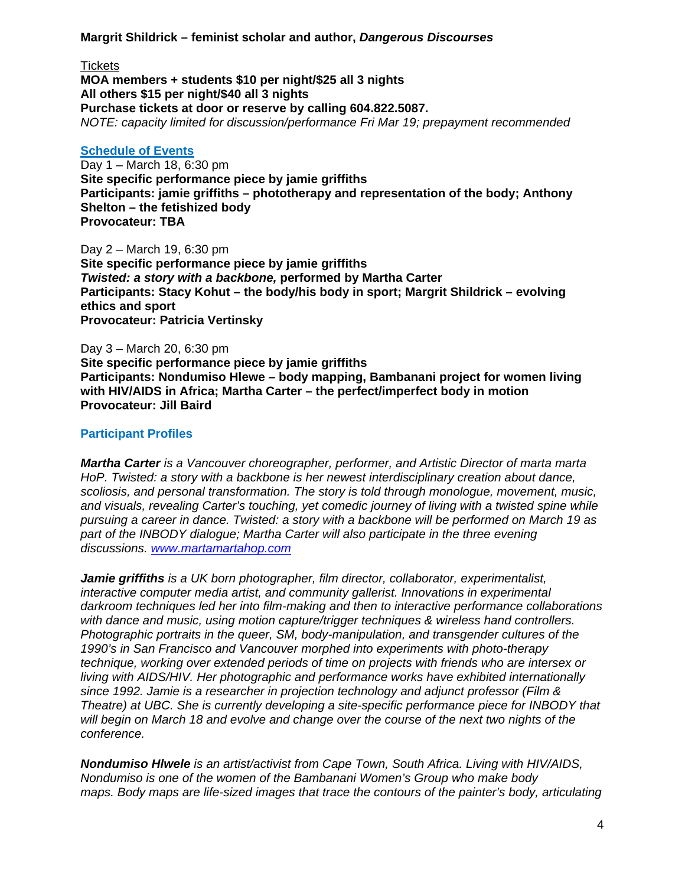**Margrit Shildrick – feminist scholar and author, *Dangerous Discourses***

Tickets

**MOA members + students $10 per night/$25 all 3 nights**
**All others $15 per night/$40 all 3 nights**
**Purchase tickets at door or reserve by calling 604.822.5087.**
*NOTE: capacity limited for discussion/performance Fri Mar 19; prepayment recommended*

### Schedule of Events

Day 1 – March 18, 6:30 pm
**Site specific performance piece by jamie griffiths**
**Participants: jamie griffiths – phototherapy and representation of the body; Anthony Shelton – the fetishized body**
**Provocateur: TBA**

Day 2 – March 19, 6:30 pm
**Site specific performance piece by jamie griffiths**
***Twisted: a story with a backbone,* performed by Martha Carter**
**Participants: Stacy Kohut – the body/his body in sport; Margrit Shildrick – evolving ethics and sport**
**Provocateur: Patricia Vertinsky**

Day 3 – March 20, 6:30 pm
**Site specific performance piece by jamie griffiths**
**Participants: Nondumiso Hlewe – body mapping, Bambanani project for women living with HIV/AIDS in Africa; Martha Carter – the perfect/imperfect body in motion**
**Provocateur: Jill Baird**

### Participant Profiles

***Martha Carter*** *is a Vancouver choreographer, performer, and Artistic Director of marta marta HoP. Twisted: a story with a backbone is her newest interdisciplinary creation about dance, scoliosis, and personal transformation. The story is told through monologue, movement, music, and visuals, revealing Carter's touching, yet comedic journey of living with a twisted spine while pursuing a career in dance. Twisted: a story with a backbone will be performed on March 19 as part of the INBODY dialogue; Martha Carter will also participate in the three evening discussions. www.martamartahop.com*

***Jamie griffiths*** *is a UK born photographer, film director, collaborator, experimentalist, interactive computer media artist, and community gallerist. Innovations in experimental darkroom techniques led her into film-making and then to interactive performance collaborations with dance and music, using motion capture/trigger techniques & wireless hand controllers. Photographic portraits in the queer, SM, body-manipulation, and transgender cultures of the 1990's in San Francisco and Vancouver morphed into experiments with photo-therapy technique, working over extended periods of time on projects with friends who are intersex or living with AIDS/HIV. Her photographic and performance works have exhibited internationally since 1992. Jamie is a researcher in projection technology and adjunct professor (Film & Theatre) at UBC. She is currently developing a site-specific performance piece for INBODY that will begin on March 18 and evolve and change over the course of the next two nights of the conference.*

***Nondumiso Hlwele*** *is an artist/activist from Cape Town, South Africa. Living with HIV/AIDS, Nondumiso is one of the women of the Bambanani Women's Group who make body maps. Body maps are life-sized images that trace the contours of the painter's body, articulating*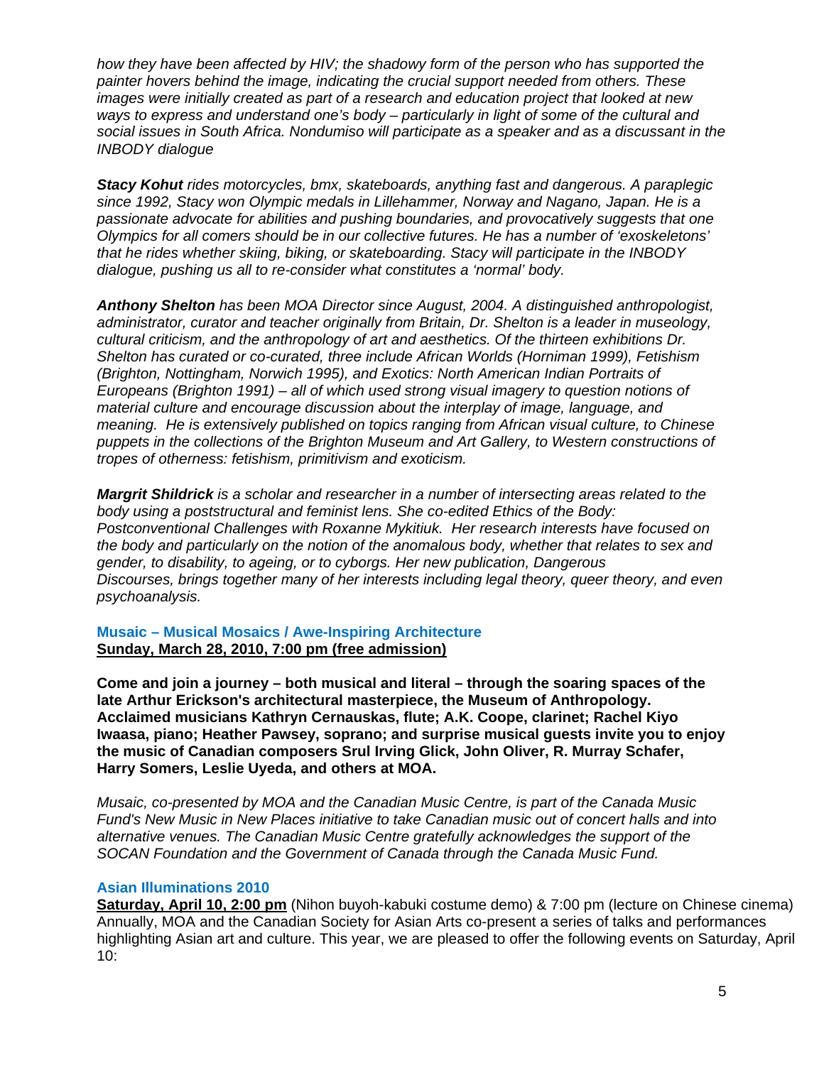*how they have been affected by HIV; the shadowy form of the person who has supported the painter hovers behind the image, indicating the crucial support needed from others. These images were initially created as part of a research and education project that looked at new ways to express and understand one's body – particularly in light of some of the cultural and social issues in South Africa. Nondumiso will participate as a speaker and as a discussant in the INBODY dialogue*

***Stacy Kohut** rides motorcycles, bmx, skateboards, anything fast and dangerous. A paraplegic since 1992, Stacy won Olympic medals in Lillehammer, Norway and Nagano, Japan. He is a passionate advocate for abilities and pushing boundaries, and provocatively suggests that one Olympics for all comers should be in our collective futures. He has a number of 'exoskeletons' that he rides whether skiing, biking, or skateboarding. Stacy will participate in the INBODY dialogue, pushing us all to re-consider what constitutes a 'normal' body.*

***Anthony Shelton** has been MOA Director since August, 2004. A distinguished anthropologist, administrator, curator and teacher originally from Britain, Dr. Shelton is a leader in museology, cultural criticism, and the anthropology of art and aesthetics. Of the thirteen exhibitions Dr. Shelton has curated or co-curated, three include African Worlds (Horniman 1999), Fetishism (Brighton, Nottingham, Norwich 1995), and Exotics: North American Indian Portraits of Europeans (Brighton 1991) – all of which used strong visual imagery to question notions of material culture and encourage discussion about the interplay of image, language, and meaning. He is extensively published on topics ranging from African visual culture, to Chinese puppets in the collections of the Brighton Museum and Art Gallery, to Western constructions of tropes of otherness: fetishism, primitivism and exoticism.*

***Margrit Shildrick** is a scholar and researcher in a number of intersecting areas related to the body using a poststructural and feminist lens. She co-edited Ethics of the Body: Postconventional Challenges with Roxanne Mykitiuk. Her research interests have focused on the body and particularly on the notion of the anomalous body, whether that relates to sex and gender, to disability, to ageing, or to cyborgs. Her new publication, Dangerous Discourses, brings together many of her interests including legal theory, queer theory, and even psychoanalysis.*

### Musaic – Musical Mosaics / Awe-Inspiring Architecture

**Sunday, March 28, 2010, 7:00 pm (free admission)**

**Come and join a journey – both musical and literal – through the soaring spaces of the late Arthur Erickson's architectural masterpiece, the Museum of Anthropology. Acclaimed musicians Kathryn Cernauskas, flute; A.K. Coope, clarinet; Rachel Kiyo Iwaasa, piano; Heather Pawsey, soprano; and surprise musical guests invite you to enjoy the music of Canadian composers Srul Irving Glick, John Oliver, R. Murray Schafer, Harry Somers, Leslie Uyeda, and others at MOA.**

*Musaic, co-presented by MOA and the Canadian Music Centre, is part of the Canada Music Fund's New Music in New Places initiative to take Canadian music out of concert halls and into alternative venues. The Canadian Music Centre gratefully acknowledges the support of the SOCAN Foundation and the Government of Canada through the Canada Music Fund.*

### Asian Illuminations 2010

**Saturday, April 10, 2:00 pm** (Nihon buyoh-kabuki costume demo) & 7:00 pm (lecture on Chinese cinema)
Annually, MOA and the Canadian Society for Asian Arts co-present a series of talks and performances highlighting Asian art and culture. This year, we are pleased to offer the following events on Saturday, April 10: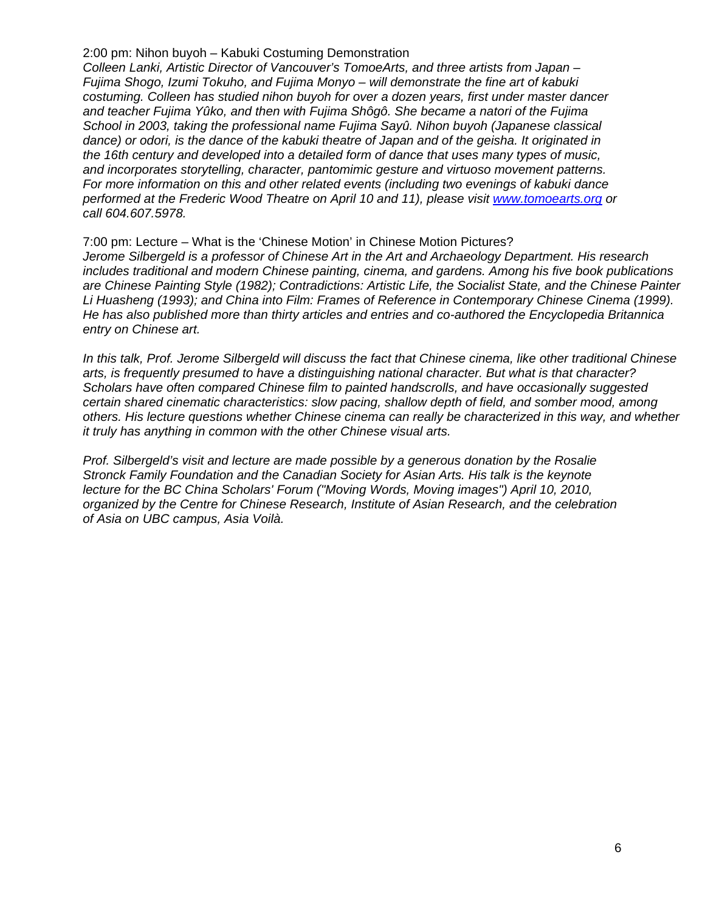2:00 pm: Nihon buyoh – Kabuki Costuming Demonstration

*Colleen Lanki, Artistic Director of Vancouver's TomoeArts, and three artists from Japan – Fujima Shogo, Izumi Tokuho, and Fujima Monyo – will demonstrate the fine art of kabuki costuming. Colleen has studied nihon buyoh for over a dozen years, first under master dancer and teacher Fujima Yûko, and then with Fujima Shôgô. She became a natori of the Fujima School in 2003, taking the professional name Fujima Sayû. Nihon buyoh (Japanese classical dance) or odori, is the dance of the kabuki theatre of Japan and of the geisha. It originated in the 16th century and developed into a detailed form of dance that uses many types of music, and incorporates storytelling, character, pantomimic gesture and virtuoso movement patterns. For more information on this and other related events (including two evenings of kabuki dance performed at the Frederic Wood Theatre on April 10 and 11), please visit [www.tomoearts.org](http://www.tomoearts.org) or call 604.607.5978.*

7:00 pm: Lecture – What is the 'Chinese Motion' in Chinese Motion Pictures?

*Jerome Silbergeld is a professor of Chinese Art in the Art and Archaeology Department. His research includes traditional and modern Chinese painting, cinema, and gardens. Among his five book publications are Chinese Painting Style (1982); Contradictions: Artistic Life, the Socialist State, and the Chinese Painter Li Huasheng (1993); and China into Film: Frames of Reference in Contemporary Chinese Cinema (1999). He has also published more than thirty articles and entries and co-authored the Encyclopedia Britannica entry on Chinese art.*

*In this talk, Prof. Jerome Silbergeld will discuss the fact that Chinese cinema, like other traditional Chinese arts, is frequently presumed to have a distinguishing national character. But what is that character? Scholars have often compared Chinese film to painted handscrolls, and have occasionally suggested certain shared cinematic characteristics: slow pacing, shallow depth of field, and somber mood, among others. His lecture questions whether Chinese cinema can really be characterized in this way, and whether it truly has anything in common with the other Chinese visual arts.*

*Prof. Silbergeld's visit and lecture are made possible by a generous donation by the Rosalie Stronck Family Foundation and the Canadian Society for Asian Arts. His talk is the keynote lecture for the BC China Scholars' Forum ("Moving Words, Moving images") April 10, 2010, organized by the Centre for Chinese Research, Institute of Asian Research, and the celebration of Asia on UBC campus, Asia Voilà.*